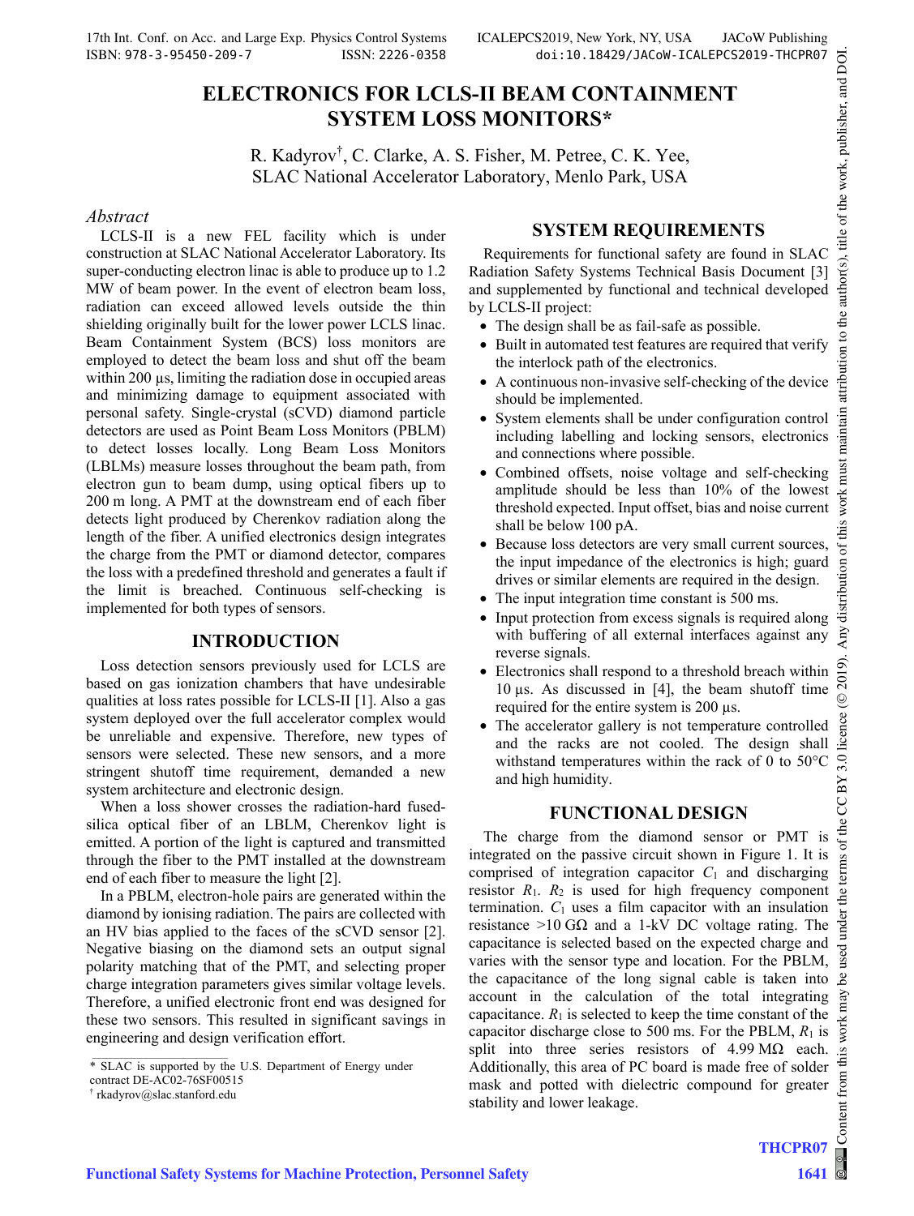# ELECTRONICS FOR LCLS-II BEAM CONTAINMENT SYSTEM LOSS MONITORS*

R. Kadyrov†, C. Clarke, A. S. Fisher, M. Petree, C. K. Yee,
SLAC National Accelerator Laboratory, Menlo Park, USA

## *Abstract*

LCLS-II is a new FEL facility which is under construction at SLAC National Accelerator Laboratory. Its super-conducting electron linac is able to produce up to 1.2 MW of beam power. In the event of electron beam loss, radiation can exceed allowed levels outside the thin shielding originally built for the lower power LCLS linac. Beam Containment System (BCS) loss monitors are employed to detect the beam loss and shut off the beam within 200 µs, limiting the radiation dose in occupied areas and minimizing damage to equipment associated with personal safety. Single-crystal (sCVD) diamond particle detectors are used as Point Beam Loss Monitors (PBLM) to detect losses locally. Long Beam Loss Monitors (LBLMs) measure losses throughout the beam path, from electron gun to beam dump, using optical fibers up to 200 m long. A PMT at the downstream end of each fiber detects light produced by Cherenkov radiation along the length of the fiber. A unified electronics design integrates the charge from the PMT or diamond detector, compares the loss with a predefined threshold and generates a fault if the limit is breached. Continuous self-checking is implemented for both types of sensors.

## INTRODUCTION

Loss detection sensors previously used for LCLS are based on gas ionization chambers that have undesirable qualities at loss rates possible for LCLS-II [1]. Also a gas system deployed over the full accelerator complex would be unreliable and expensive. Therefore, new types of sensors were selected. These new sensors, and a more stringent shutoff time requirement, demanded a new system architecture and electronic design.

When a loss shower crosses the radiation-hard fused-silica optical fiber of an LBLM, Cherenkov light is emitted. A portion of the light is captured and transmitted through the fiber to the PMT installed at the downstream end of each fiber to measure the light [2].

In a PBLM, electron-hole pairs are generated within the diamond by ionising radiation. The pairs are collected with an HV bias applied to the faces of the sCVD sensor [2]. Negative biasing on the diamond sets an output signal polarity matching that of the PMT, and selecting proper charge integration parameters gives similar voltage levels. Therefore, a unified electronic front end was designed for these two sensors. This resulted in significant savings in engineering and design verification effort.

## SYSTEM REQUIREMENTS

Requirements for functional safety are found in SLAC Radiation Safety Systems Technical Basis Document [3] and supplemented by functional and technical developed by LCLS-II project:

- The design shall be as fail-safe as possible.
- Built in automated test features are required that verify the interlock path of the electronics.
- A continuous non-invasive self-checking of the device should be implemented.
- System elements shall be under configuration control including labelling and locking sensors, electronics and connections where possible.
- Combined offsets, noise voltage and self-checking amplitude should be less than 10% of the lowest threshold expected. Input offset, bias and noise current shall be below 100 pA.
- Because loss detectors are very small current sources, the input impedance of the electronics is high; guard drives or similar elements are required in the design.
- The input integration time constant is 500 ms.
- Input protection from excess signals is required along with buffering of all external interfaces against any reverse signals.
- Electronics shall respond to a threshold breach within 10 µs. As discussed in [4], the beam shutoff time required for the entire system is 200 µs.
- The accelerator gallery is not temperature controlled and the racks are not cooled. The design shall withstand temperatures within the rack of 0 to 50°C and high humidity.

## FUNCTIONAL DESIGN

The charge from the diamond sensor or PMT is integrated on the passive circuit shown in Figure 1. It is comprised of integration capacitor $C_1$ and discharging resistor $R_1$. $R_2$ is used for high frequency component termination. $C_1$ uses a film capacitor with an insulation resistance >10 GΩ and a 1-kV DC voltage rating. The capacitance is selected based on the expected charge and varies with the sensor type and location. For the PBLM, the capacitance of the long signal cable is taken into account in the calculation of the total integrating capacitance. $R_1$ is selected to keep the time constant of the capacitor discharge close to 500 ms. For the PBLM, $R_1$ is split into three series resistors of 4.99 MΩ each. Additionally, this area of PC board is made free of solder mask and potted with dielectric compound for greater stability and lower leakage.

\* SLAC is supported by the U.S. Department of Energy under contract DE-AC02-76SF00515
† rkadyrov@slac.stanford.edu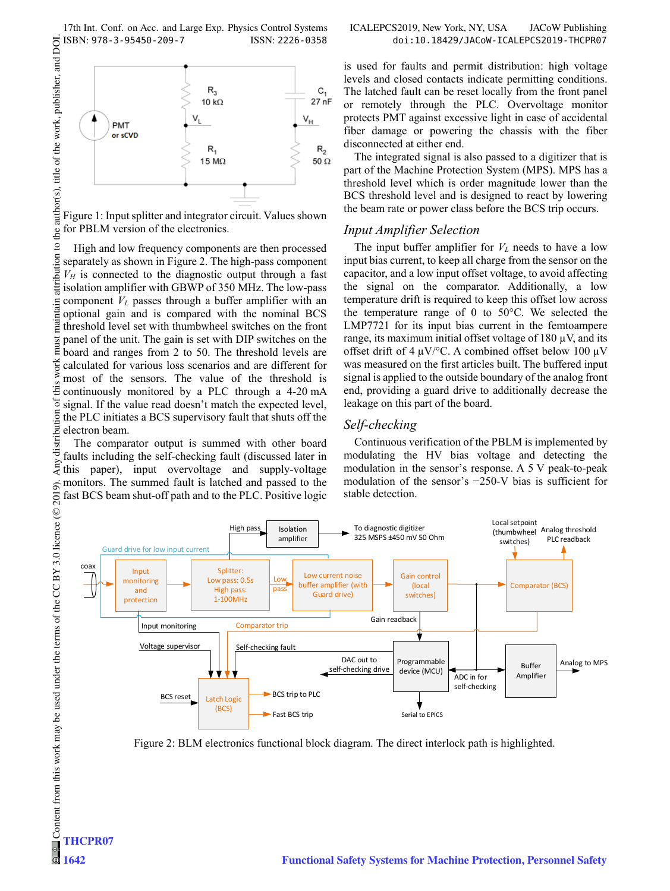Figure 1: Input splitter and integrator circuit. Values shown for PBLM version of the electronics.

High and low frequency components are then processed separately as shown in Figure 2. The high-pass component $V_H$ is connected to the diagnostic output through a fast isolation amplifier with GBWP of 350 MHz. The low-pass component $V_L$ passes through a buffer amplifier with an optional gain and is compared with the nominal BCS threshold level set with thumbwheel switches on the front panel of the unit. The gain is set with DIP switches on the board and ranges from 2 to 50. The threshold levels are calculated for various loss scenarios and are different for most of the sensors. The value of the threshold is continuously monitored by a PLC through a 4-20 mA signal. If the value read doesn't match the expected level, the PLC initiates a BCS supervisory fault that shuts off the electron beam.

The comparator output is summed with other board faults including the self-checking fault (discussed later in this paper), input overvoltage and supply-voltage monitors. The summed fault is latched and passed to the fast BCS beam shut-off path and to the PLC. Positive logic is used for faults and permit distribution: high voltage levels and closed contacts indicate permitting conditions. The latched fault can be reset locally from the front panel or remotely through the PLC. Overvoltage monitor protects PMT against excessive light in case of accidental fiber damage or powering the chassis with the fiber disconnected at either end.

The integrated signal is also passed to a digitizer that is part of the Machine Protection System (MPS). MPS has a threshold level which is order magnitude lower than the BCS threshold level and is designed to react by lowering the beam rate or power class before the BCS trip occurs.

### *Input Amplifier Selection*

The input buffer amplifier for $V_L$ needs to have a low input bias current, to keep all charge from the sensor on the capacitor, and a low input offset voltage, to avoid affecting the signal on the comparator. Additionally, a low temperature drift is required to keep this offset low across the temperature range of 0 to 50°C. We selected the LMP7721 for its input bias current in the femtoampere range, its maximum initial offset voltage of 180 µV, and its offset drift of 4 µV/°C. A combined offset below 100 µV was measured on the first articles built. The buffered input signal is applied to the outside boundary of the analog front end, providing a guard drive to additionally decrease the leakage on this part of the board.

### *Self-checking*

Continuous verification of the PBLM is implemented by modulating the HV bias voltage and detecting the modulation in the sensor's response. A 5 V peak-to-peak modulation of the sensor's −250-V bias is sufficient for stable detection.

Figure 2: BLM electronics functional block diagram. The direct interlock path is highlighted.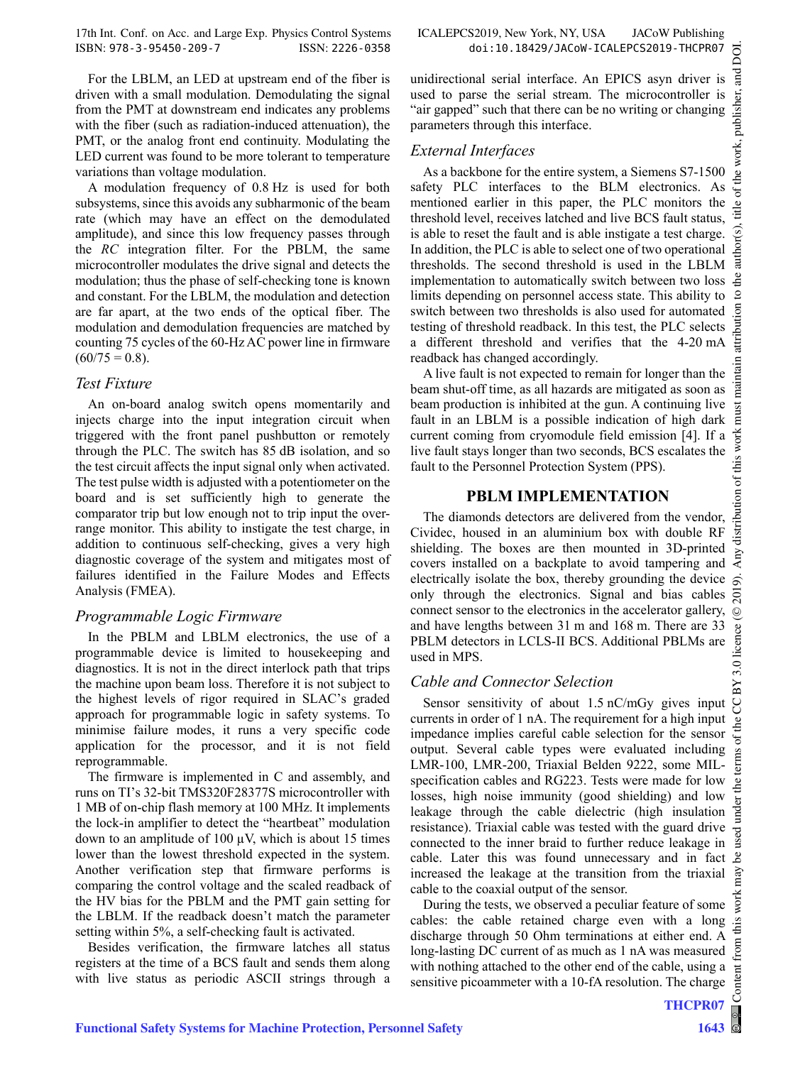For the LBLM, an LED at upstream end of the fiber is driven with a small modulation. Demodulating the signal from the PMT at downstream end indicates any problems with the fiber (such as radiation-induced attenuation), the PMT, or the analog front end continuity. Modulating the LED current was found to be more tolerant to temperature variations than voltage modulation.

A modulation frequency of 0.8 Hz is used for both subsystems, since this avoids any subharmonic of the beam rate (which may have an effect on the demodulated amplitude), and since this low frequency passes through the *RC* integration filter. For the PBLM, the same microcontroller modulates the drive signal and detects the modulation; thus the phase of self-checking tone is known and constant. For the LBLM, the modulation and detection are far apart, at the two ends of the optical fiber. The modulation and demodulation frequencies are matched by counting 75 cycles of the 60-Hz AC power line in firmware ($60/75 = 0.8$).

### *Test Fixture*

An on-board analog switch opens momentarily and injects charge into the input integration circuit when triggered with the front panel pushbutton or remotely through the PLC. The switch has 85 dB isolation, and so the test circuit affects the input signal only when activated. The test pulse width is adjusted with a potentiometer on the board and is set sufficiently high to generate the comparator trip but low enough not to trip input the over-range monitor. This ability to instigate the test charge, in addition to continuous self-checking, gives a very high diagnostic coverage of the system and mitigates most of failures identified in the Failure Modes and Effects Analysis (FMEA).

### *Programmable Logic Firmware*

In the PBLM and LBLM electronics, the use of a programmable device is limited to housekeeping and diagnostics. It is not in the direct interlock path that trips the machine upon beam loss. Therefore it is not subject to the highest levels of rigor required in SLAC's graded approach for programmable logic in safety systems. To minimise failure modes, it runs a very specific code application for the processor, and it is not field reprogrammable.

The firmware is implemented in C and assembly, and runs on TI's 32-bit TMS320F28377S microcontroller with 1 MB of on-chip flash memory at 100 MHz. It implements the lock-in amplifier to detect the "heartbeat" modulation down to an amplitude of 100 µV, which is about 15 times lower than the lowest threshold expected in the system. Another verification step that firmware performs is comparing the control voltage and the scaled readback of the HV bias for the PBLM and the PMT gain setting for the LBLM. If the readback doesn't match the parameter setting within 5%, a self-checking fault is activated.

Besides verification, the firmware latches all status registers at the time of a BCS fault and sends them along with live status as periodic ASCII strings through a unidirectional serial interface. An EPICS asyn driver is used to parse the serial stream. The microcontroller is "air gapped" such that there can be no writing or changing parameters through this interface.

### *External Interfaces*

As a backbone for the entire system, a Siemens S7-1500 safety PLC interfaces to the BLM electronics. As mentioned earlier in this paper, the PLC monitors the threshold level, receives latched and live BCS fault status, is able to reset the fault and is able instigate a test charge. In addition, the PLC is able to select one of two operational thresholds. The second threshold is used in the LBLM implementation to automatically switch between two loss limits depending on personnel access state. This ability to switch between two thresholds is also used for automated testing of threshold readback. In this test, the PLC selects a different threshold and verifies that the 4-20 mA readback has changed accordingly.

A live fault is not expected to remain for longer than the beam shut-off time, as all hazards are mitigated as soon as beam production is inhibited at the gun. A continuing live fault in an LBLM is a possible indication of high dark current coming from cryomodule field emission [4]. If a live fault stays longer than two seconds, BCS escalates the fault to the Personnel Protection System (PPS).

## PBLM IMPLEMENTATION

The diamonds detectors are delivered from the vendor, Cividec, housed in an aluminium box with double RF shielding. The boxes are then mounted in 3D-printed covers installed on a backplate to avoid tampering and electrically isolate the box, thereby grounding the device only through the electronics. Signal and bias cables connect sensor to the electronics in the accelerator gallery, and have lengths between 31 m and 168 m. There are 33 PBLM detectors in LCLS-II BCS. Additional PBLMs are used in MPS.

### *Cable and Connector Selection*

Sensor sensitivity of about 1.5 nC/mGy gives input currents in order of 1 nA. The requirement for a high input impedance implies careful cable selection for the sensor output. Several cable types were evaluated including LMR-100, LMR-200, Triaxial Belden 9222, some MIL-specification cables and RG223. Tests were made for low losses, high noise immunity (good shielding) and low leakage through the cable dielectric (high insulation resistance). Triaxial cable was tested with the guard drive connected to the inner braid to further reduce leakage in cable. Later this was found unnecessary and in fact increased the leakage at the transition from the triaxial cable to the coaxial output of the sensor.

During the tests, we observed a peculiar feature of some cables: the cable retained charge even with a long discharge through 50 Ohm terminations at either end. A long-lasting DC current of as much as 1 nA was measured with nothing attached to the other end of the cable, using a sensitive picoammeter with a 10-fA resolution. The charge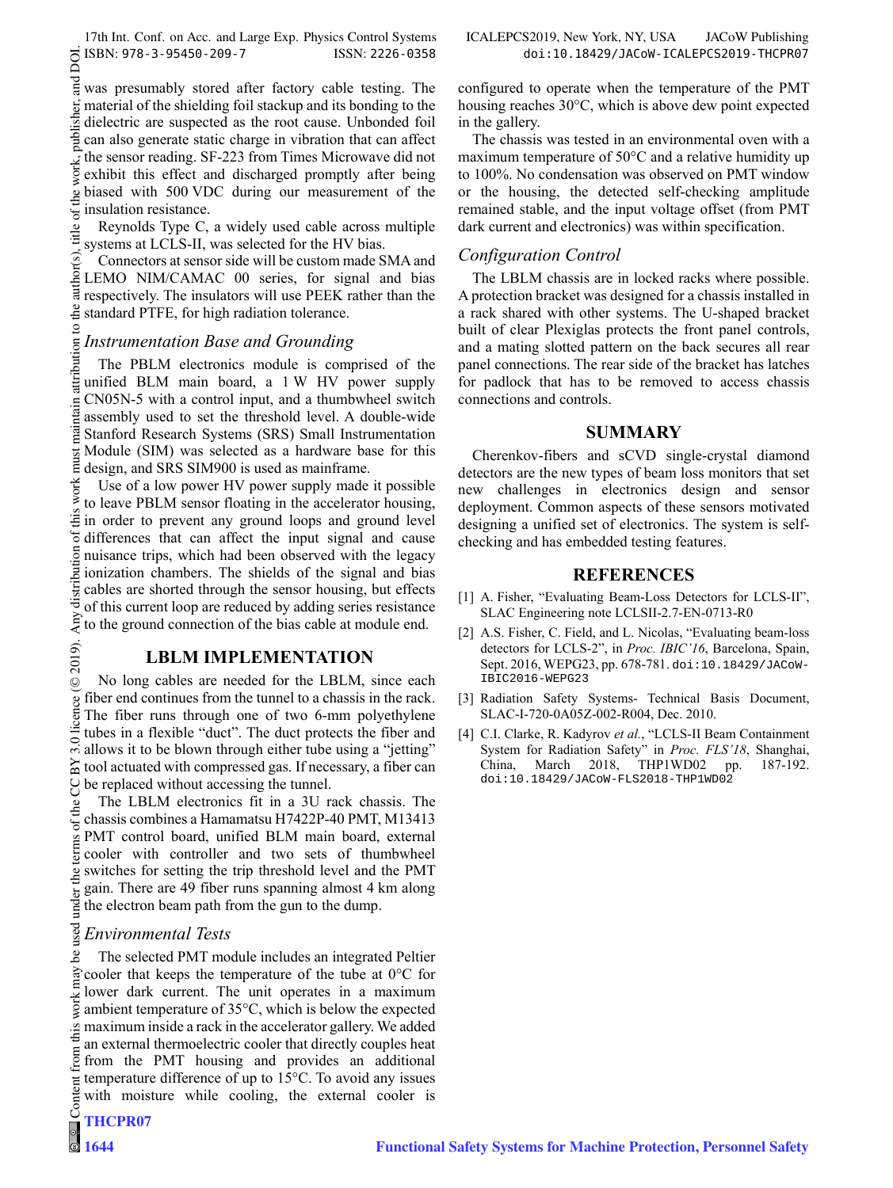was presumably stored after factory cable testing. The material of the shielding foil stackup and its bonding to the dielectric are suspected as the root cause. Unbonded foil can also generate static charge in vibration that can affect the sensor reading. SF-223 from Times Microwave did not exhibit this effect and discharged promptly after being biased with 500 VDC during our measurement of the insulation resistance.

Reynolds Type C, a widely used cable across multiple systems at LCLS-II, was selected for the HV bias.

Connectors at sensor side will be custom made SMA and LEMO NIM/CAMAC 00 series, for signal and bias respectively. The insulators will use PEEK rather than the standard PTFE, for high radiation tolerance.

### *Instrumentation Base and Grounding*

The PBLM electronics module is comprised of the unified BLM main board, a 1 W HV power supply CN05N-5 with a control input, and a thumbwheel switch assembly used to set the threshold level. A double-wide Stanford Research Systems (SRS) Small Instrumentation Module (SIM) was selected as a hardware base for this design, and SRS SIM900 is used as mainframe.

Use of a low power HV power supply made it possible to leave PBLM sensor floating in the accelerator housing, in order to prevent any ground loops and ground level differences that can affect the input signal and cause nuisance trips, which had been observed with the legacy ionization chambers. The shields of the signal and bias cables are shorted through the sensor housing, but effects of this current loop are reduced by adding series resistance to the ground connection of the bias cable at module end.

## LBLM IMPLEMENTATION

No long cables are needed for the LBLM, since each fiber end continues from the tunnel to a chassis in the rack. The fiber runs through one of two 6-mm polyethylene tubes in a flexible "duct". The duct protects the fiber and allows it to be blown through either tube using a "jetting" tool actuated with compressed gas. If necessary, a fiber can be replaced without accessing the tunnel.

The LBLM electronics fit in a 3U rack chassis. The chassis combines a Hamamatsu H7422P-40 PMT, M13413 PMT control board, unified BLM main board, external cooler with controller and two sets of thumbwheel switches for setting the trip threshold level and the PMT gain. There are 49 fiber runs spanning almost 4 km along the electron beam path from the gun to the dump.

### *Environmental Tests*

The selected PMT module includes an integrated Peltier cooler that keeps the temperature of the tube at 0°C for lower dark current. The unit operates in a maximum ambient temperature of 35°C, which is below the expected maximum inside a rack in the accelerator gallery. We added an external thermoelectric cooler that directly couples heat from the PMT housing and provides an additional temperature difference of up to 15°C. To avoid any issues with moisture while cooling, the external cooler is configured to operate when the temperature of the PMT housing reaches 30°C, which is above dew point expected in the gallery.

The chassis was tested in an environmental oven with a maximum temperature of 50°C and a relative humidity up to 100%. No condensation was observed on PMT window or the housing, the detected self-checking amplitude remained stable, and the input voltage offset (from PMT dark current and electronics) was within specification.

### *Configuration Control*

The LBLM chassis are in locked racks where possible. A protection bracket was designed for a chassis installed in a rack shared with other systems. The U-shaped bracket built of clear Plexiglas protects the front panel controls, and a mating slotted pattern on the back secures all rear panel connections. The rear side of the bracket has latches for padlock that has to be removed to access chassis connections and controls.

## SUMMARY

Cherenkov-fibers and sCVD single-crystal diamond detectors are the new types of beam loss monitors that set new challenges in electronics design and sensor deployment. Common aspects of these sensors motivated designing a unified set of electronics. The system is self-checking and has embedded testing features.

## REFERENCES

[1] A. Fisher, "Evaluating Beam-Loss Detectors for LCLS-II", SLAC Engineering note LCLSII-2.7-EN-0713-R0

[2] A.S. Fisher, C. Field, and L. Nicolas, "Evaluating beam-loss detectors for LCLS-2", in *Proc. IBIC'16*, Barcelona, Spain, Sept. 2016, WEPG23, pp. 678-781. doi:10.18429/JACoW-IBIC2016-WEPG23

[3] Radiation Safety Systems- Technical Basis Document, SLAC-I-720-0A05Z-002-R004, Dec. 2010.

[4] C.I. Clarke, R. Kadyrov *et al.*, "LCLS-II Beam Containment System for Radiation Safety" in *Proc. FLS'18*, Shanghai, China, March 2018, THP1WD02 pp. 187-192. doi:10.18429/JACoW-FLS2018-THP1WD02